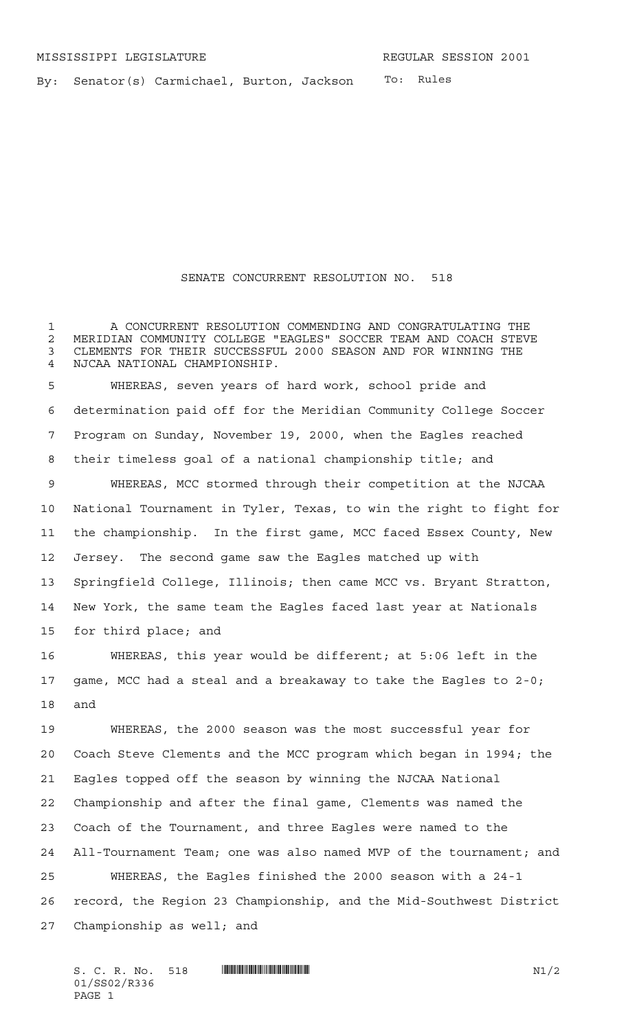MISSISSIPPI LEGISLATURE REGULAR SESSION 2001

By: Senator(s) Carmichael, Burton, Jackson To: Rules

# SENATE CONCURRENT RESOLUTION NO. 518

A CONCURRENT RESOLUTION COMMENDING AND CONGRATULATING THE MERIDIAN COMMUNITY COLLEGE "EAGLES" SOCCER TEAM AND COACH STEVE CLEMENTS FOR THEIR SUCCESSFUL 2000 SEASON AND FOR WINNING THE NJCAA NATIONAL CHAMPIONSHIP.

WHEREAS, seven years of hard work, school pride and determination paid off for the Meridian Community College Soccer Program on Sunday, November 19, 2000, when the Eagles reached their timeless goal of a national championship title; and

WHEREAS, MCC stormed through their competition at the NJCAA National Tournament in Tyler, Texas, to win the right to fight for the championship. In the first game, MCC faced Essex County, New Jersey. The second game saw the Eagles matched up with Springfield College, Illinois; then came MCC vs. Bryant Stratton, New York, the same team the Eagles faced last year at Nationals for third place; and

WHEREAS, this year would be different; at 5:06 left in the game, MCC had a steal and a breakaway to take the Eagles to 2-0; and

WHEREAS, the 2000 season was the most successful year for Coach Steve Clements and the MCC program which began in 1994; the Eagles topped off the season by winning the NJCAA National Championship and after the final game, Clements was named the Coach of the Tournament, and three Eagles were named to the All-Tournament Team; one was also named MVP of the tournament; and

WHEREAS, the Eagles finished the 2000 season with a 24-1 record, the Region 23 Championship, and the Mid-Southwest District Championship as well; and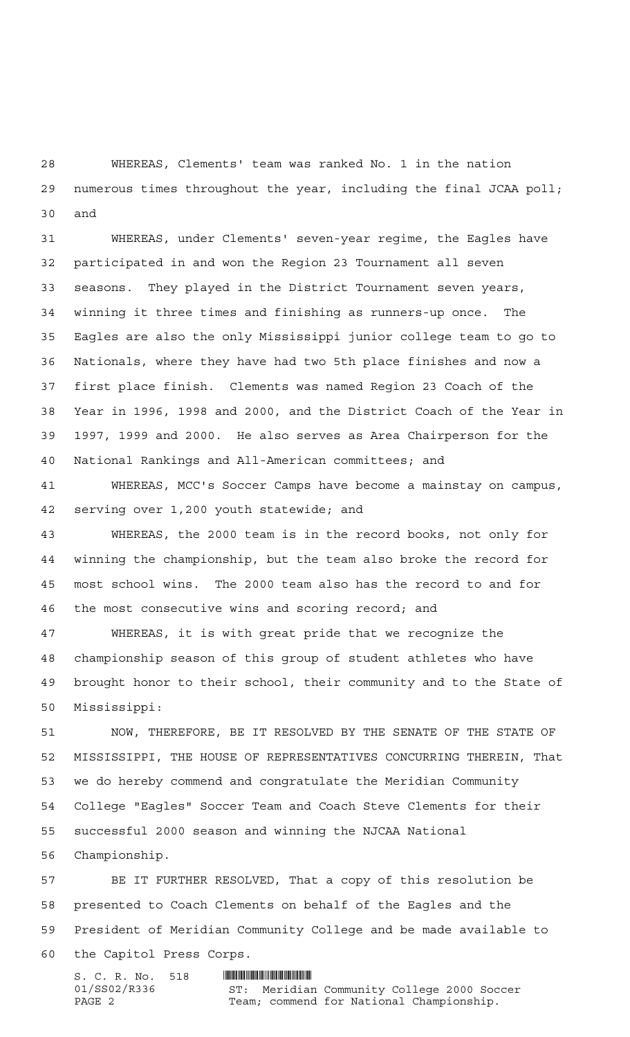WHEREAS, Clements' team was ranked No. 1 in the nation numerous times throughout the year, including the final JCAA poll; and

WHEREAS, under Clements' seven-year regime, the Eagles have participated in and won the Region 23 Tournament all seven seasons. They played in the District Tournament seven years, winning it three times and finishing as runners-up once. The Eagles are also the only Mississippi junior college team to go to Nationals, where they have had two 5th place finishes and now a first place finish. Clements was named Region 23 Coach of the Year in 1996, 1998 and 2000, and the District Coach of the Year in 1997, 1999 and 2000. He also serves as Area Chairperson for the National Rankings and All-American committees; and

WHEREAS, MCC's Soccer Camps have become a mainstay on campus, serving over 1,200 youth statewide; and

WHEREAS, the 2000 team is in the record books, not only for winning the championship, but the team also broke the record for most school wins. The 2000 team also has the record to and for the most consecutive wins and scoring record; and

WHEREAS, it is with great pride that we recognize the championship season of this group of student athletes who have brought honor to their school, their community and to the State of Mississippi:

NOW, THEREFORE, BE IT RESOLVED BY THE SENATE OF THE STATE OF MISSISSIPPI, THE HOUSE OF REPRESENTATIVES CONCURRING THEREIN, That we do hereby commend and congratulate the Meridian Community College "Eagles" Soccer Team and Coach Steve Clements for their successful 2000 season and winning the NJCAA National Championship.

BE IT FURTHER RESOLVED, That a copy of this resolution be presented to Coach Clements on behalf of the Eagles and the President of Meridian Community College and be made available to the Capitol Press Corps.

S. C. R. No. 518
01/SS02/R336
ST: Meridian Community College 2000 Soccer Team; commend for National Championship.